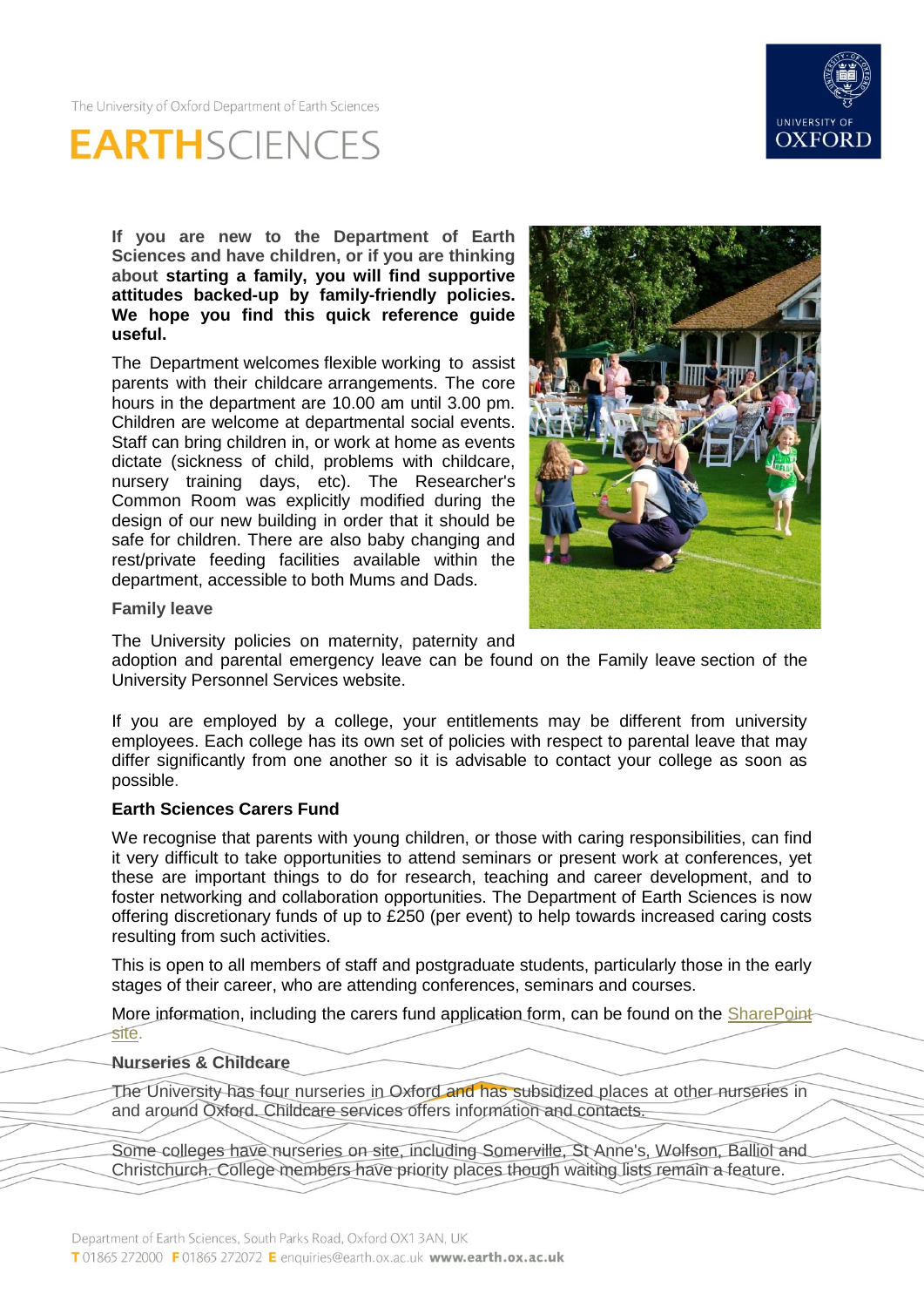The University of Oxford Department of Earth Sciences

# EARTHSCIENCES

**If you are new to the Department of Earth Sciences and have children, or if you are thinking about starting a family, you will find supportive attitudes backed-up by family-friendly policies. We hope you find this quick reference guide useful.**

The Department welcomes flexible working to assist parents with their childcare arrangements. The core hours in the department are 10.00 am until 3.00 pm. Children are welcome at departmental social events. Staff can bring children in, or work at home as events dictate (sickness of child, problems with childcare, nursery training days, etc). The Researcher's Common Room was explicitly modified during the design of our new building in order that it should be safe for children. There are also baby changing and rest/private feeding facilities available within the department, accessible to both Mums and Dads.

**Family leave**

The University policies on maternity, paternity and adoption and parental emergency leave can be found on the Family leave section of the University Personnel Services website.

If you are employed by a college, your entitlements may be different from university employees. Each college has its own set of policies with respect to parental leave that may differ significantly from one another so it is advisable to contact your college as soon as possible.

**Earth Sciences Carers Fund**

We recognise that parents with young children, or those with caring responsibilities, can find it very difficult to take opportunities to attend seminars or present work at conferences, yet these are important things to do for research, teaching and career development, and to foster networking and collaboration opportunities. The Department of Earth Sciences is now offering discretionary funds of up to £250 (per event) to help towards increased caring costs resulting from such activities.

This is open to all members of staff and postgraduate students, particularly those in the early stages of their career, who are attending conferences, seminars and courses.

More information, including the carers fund application form, can be found on the SharePoint site.

**Nurseries & Childcare**

The University has four nurseries in Oxford and has subsidized places at other nurseries in and around Oxford. Childcare services offers information and contacts.

Some colleges have nurseries on site, including Somerville, St Anne's, Wolfson, Balliol and Christchurch. College members have priority places though waiting lists remain a feature.

Department of Earth Sciences, South Parks Road, Oxford OX1 3AN, UK
T 01865 272000 F 01865 272072 E enquiries@earth.ox.ac.uk **www.earth.ox.ac.uk**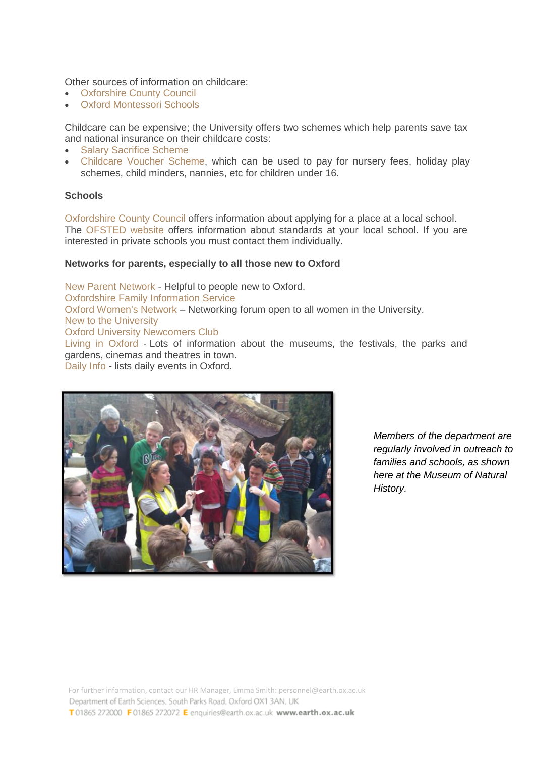Other sources of information on childcare:

- Oxforshire County Council
- Oxford Montessori Schools

Childcare can be expensive; the University offers two schemes which help parents save tax and national insurance on their childcare costs:

- Salary Sacrifice Scheme
- Childcare Voucher Scheme, which can be used to pay for nursery fees, holiday play schemes, child minders, nannies, etc for children under 16.

**Schools**

Oxfordshire County Council offers information about applying for a place at a local school. The OFSTED website offers information about standards at your local school. If you are interested in private schools you must contact them individually.

**Networks for parents, especially to all those new to Oxford**

New Parent Network - Helpful to people new to Oxford.
Oxfordshire Family Information Service
Oxford Women's Network – Networking forum open to all women in the University.
New to the University
Oxford University Newcomers Club
Living in Oxford - Lots of information about the museums, the festivals, the parks and gardens, cinemas and theatres in town.
Daily Info - lists daily events in Oxford.

*Members of the department are regularly involved in outreach to families and schools, as shown here at the Museum of Natural History.*

For further information, contact our HR Manager, Emma Smith: personnel@earth.ox.ac.uk
Department of Earth Sciences, South Parks Road, Oxford OX1 3AN, UK
**T** 01865 272000 **F** 01865 272072 **E** enquiries@earth.ox.ac.uk **www.earth.ox.ac.uk**